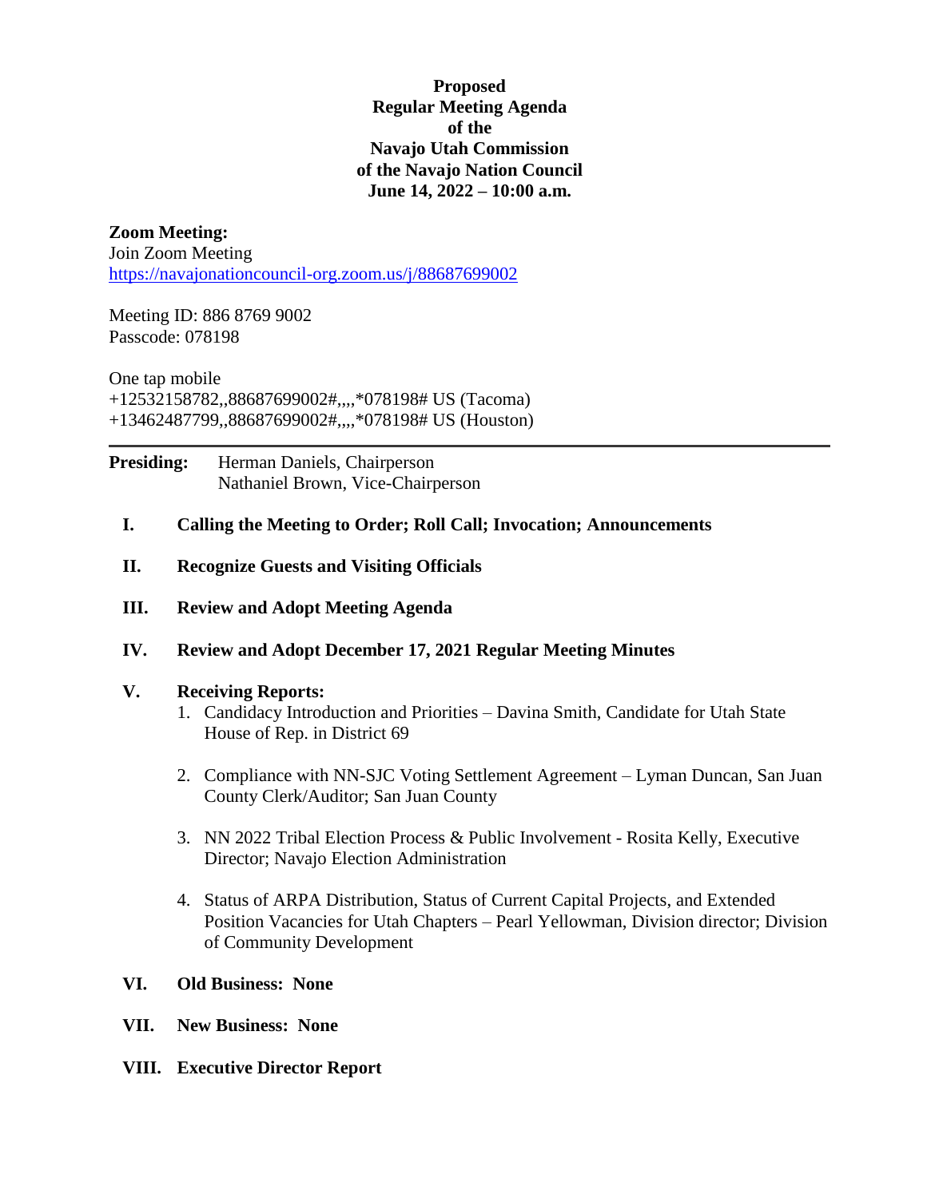**Proposed**
**Regular Meeting Agenda**
**of the**
**Navajo Utah Commission**
**of the Navajo Nation Council**
**June 14, 2022 – 10:00 a.m.**

**Zoom Meeting:**
Join Zoom Meeting
https://navajonationcouncil-org.zoom.us/j/88687699002

Meeting ID: 886 8769 9002
Passcode: 078198

One tap mobile
+12532158782,,88687699002#,,,,*078198# US (Tacoma)
+13462487799,,88687699002#,,,,*078198# US (Houston)

---

**Presiding:** Herman Daniels, Chairperson
Nathaniel Brown, Vice-Chairperson

**I. Calling the Meeting to Order; Roll Call; Invocation; Announcements**

**II. Recognize Guests and Visiting Officials**

**III. Review and Adopt Meeting Agenda**

**IV. Review and Adopt December 17, 2021 Regular Meeting Minutes**

**V. Receiving Reports:**

1. Candidacy Introduction and Priorities – Davina Smith, Candidate for Utah State House of Rep. in District 69
2. Compliance with NN-SJC Voting Settlement Agreement – Lyman Duncan, San Juan County Clerk/Auditor; San Juan County
3. NN 2022 Tribal Election Process & Public Involvement - Rosita Kelly, Executive Director; Navajo Election Administration
4. Status of ARPA Distribution, Status of Current Capital Projects, and Extended Position Vacancies for Utah Chapters – Pearl Yellowman, Division director; Division of Community Development

**VI. Old Business: None**

**VII. New Business: None**

**VIII. Executive Director Report**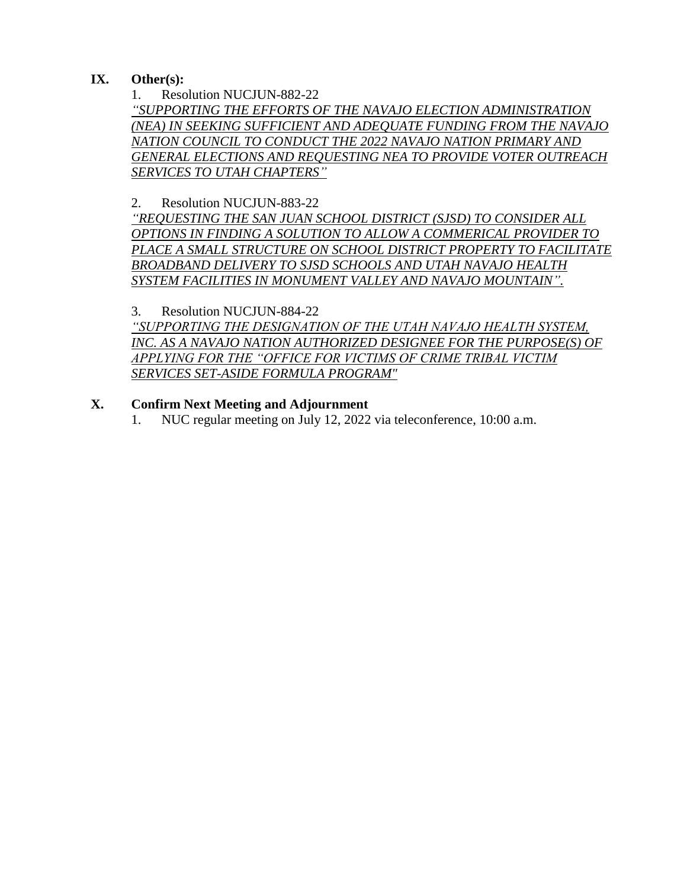**IX. Other(s):**

1. Resolution NUCJUN-882-22

*<u>"SUPPORTING THE EFFORTS OF THE NAVAJO ELECTION ADMINISTRATION (NEA) IN SEEKING SUFFICIENT AND ADEQUATE FUNDING FROM THE NAVAJO NATION COUNCIL TO CONDUCT THE 2022 NAVAJO NATION PRIMARY AND GENERAL ELECTIONS AND REQUESTING NEA TO PROVIDE VOTER OUTREACH SERVICES TO UTAH CHAPTERS"</u>*

2. Resolution NUCJUN-883-22

*<u>"REQUESTING THE SAN JUAN SCHOOL DISTRICT (SJSD) TO CONSIDER ALL OPTIONS IN FINDING A SOLUTION TO ALLOW A COMMERICAL PROVIDER TO PLACE A SMALL STRUCTURE ON SCHOOL DISTRICT PROPERTY TO FACILITATE BROADBAND DELIVERY TO SJSD SCHOOLS AND UTAH NAVAJO HEALTH SYSTEM FACILITIES IN MONUMENT VALLEY AND NAVAJO MOUNTAIN".</u>*

3. Resolution NUCJUN-884-22

*<u>"SUPPORTING THE DESIGNATION OF THE UTAH NAVAJO HEALTH SYSTEM, INC. AS A NAVAJO NATION AUTHORIZED DESIGNEE FOR THE PURPOSE(S) OF APPLYING FOR THE "OFFICE FOR VICTIMS OF CRIME TRIBAL VICTIM SERVICES SET-ASIDE FORMULA PROGRAM"</u>*

**X. Confirm Next Meeting and Adjournment**

1. NUC regular meeting on July 12, 2022 via teleconference, 10:00 a.m.